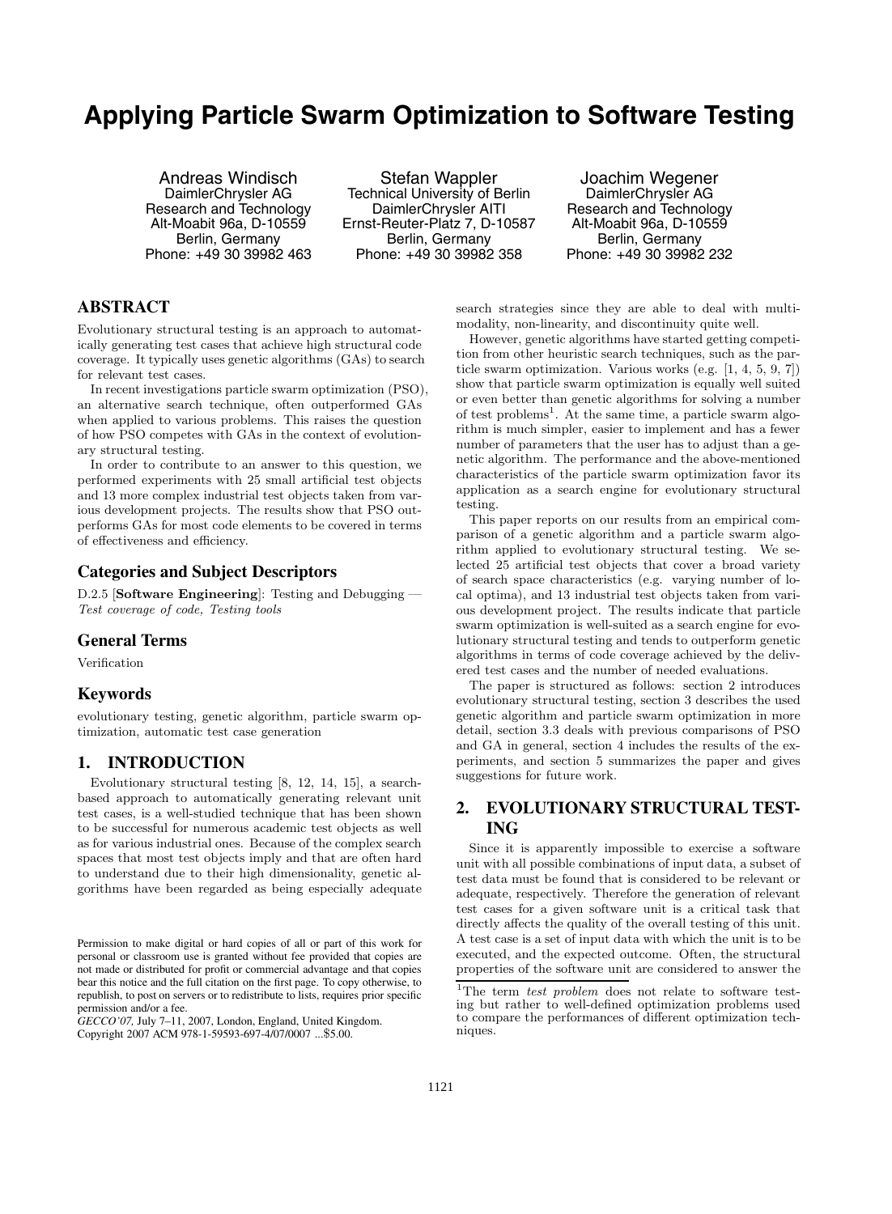# Applying Particle Swarm Optimization to Software Testing

Andreas Windisch
DaimlerChrysler AG
Research and Technology
Alt-Moabit 96a, D-10559
Berlin, Germany
Phone: +49 30 39982 463

Stefan Wappler
Technical University of Berlin
DaimlerChrysler AITI
Ernst-Reuter-Platz 7, D-10587
Berlin, Germany
Phone: +49 30 39982 358

Joachim Wegener
DaimlerChrysler AG
Research and Technology
Alt-Moabit 96a, D-10559
Berlin, Germany
Phone: +49 30 39982 232

## ABSTRACT

Evolutionary structural testing is an approach to automatically generating test cases that achieve high structural code coverage. It typically uses genetic algorithms (GAs) to search for relevant test cases.

In recent investigations particle swarm optimization (PSO), an alternative search technique, often outperformed GAs when applied to various problems. This raises the question of how PSO competes with GAs in the context of evolutionary structural testing.

In order to contribute to an answer to this question, we performed experiments with 25 small artificial test objects and 13 more complex industrial test objects taken from various development projects. The results show that PSO outperforms GAs for most code elements to be covered in terms of effectiveness and efficiency.

### Categories and Subject Descriptors

D.2.5 [**Software Engineering**]: Testing and Debugging — *Test coverage of code, Testing tools*

### General Terms

Verification

### Keywords

evolutionary testing, genetic algorithm, particle swarm optimization, automatic test case generation

## 1. INTRODUCTION

Evolutionary structural testing [8, 12, 14, 15], a search-based approach to automatically generating relevant unit test cases, is a well-studied technique that has been shown to be successful for numerous academic test objects as well as for various industrial ones. Because of the complex search spaces that most test objects imply and that are often hard to understand due to their high dimensionality, genetic algorithms have been regarded as being especially adequate search strategies since they are able to deal with multimodality, non-linearity, and discontinuity quite well.

However, genetic algorithms have started getting competition from other heuristic search techniques, such as the particle swarm optimization. Various works (e.g. [1, 4, 5, 9, 7]) show that particle swarm optimization is equally well suited or even better than genetic algorithms for solving a number of test problems[1]. At the same time, a particle swarm algorithm is much simpler, easier to implement and has a fewer number of parameters that the user has to adjust than a genetic algorithm. The performance and the above-mentioned characteristics of the particle swarm optimization favor its application as a search engine for evolutionary structural testing.

This paper reports on our results from an empirical comparison of a genetic algorithm and a particle swarm algorithm applied to evolutionary structural testing. We selected 25 artificial test objects that cover a broad variety of search space characteristics (e.g. varying number of local optima), and 13 industrial test objects taken from various development project. The results indicate that particle swarm optimization is well-suited as a search engine for evolutionary structural testing and tends to outperform genetic algorithms in terms of code coverage achieved by the delivered test cases and the number of needed evaluations.

The paper is structured as follows: section 2 introduces evolutionary structural testing, section 3 describes the used genetic algorithm and particle swarm optimization in more detail, section 3.3 deals with previous comparisons of PSO and GA in general, section 4 includes the results of the experiments, and section 5 summarizes the paper and gives suggestions for future work.

## 2. EVOLUTIONARY STRUCTURAL TESTING

Since it is apparently impossible to exercise a software unit with all possible combinations of input data, a subset of test data must be found that is considered to be relevant or adequate, respectively. Therefore the generation of relevant test cases for a given software unit is a critical task that directly affects the quality of the overall testing of this unit. A test case is a set of input data with which the unit is to be executed, and the expected outcome. Often, the structural properties of the software unit are considered to answer the

[1] The term *test problem* does not relate to software testing but rather to well-defined optimization problems used to compare the performances of different optimization techniques.

Permission to make digital or hard copies of all or part of this work for personal or classroom use is granted without fee provided that copies are not made or distributed for profit or commercial advantage and that copies bear this notice and the full citation on the first page. To copy otherwise, to republish, to post on servers or to redistribute to lists, requires prior specific permission and/or a fee.
*GECCO'07,* July 7–11, 2007, London, England, United Kingdom.
Copyright 2007 ACM 978-1-59593-697-4/07/0007 ...$5.00.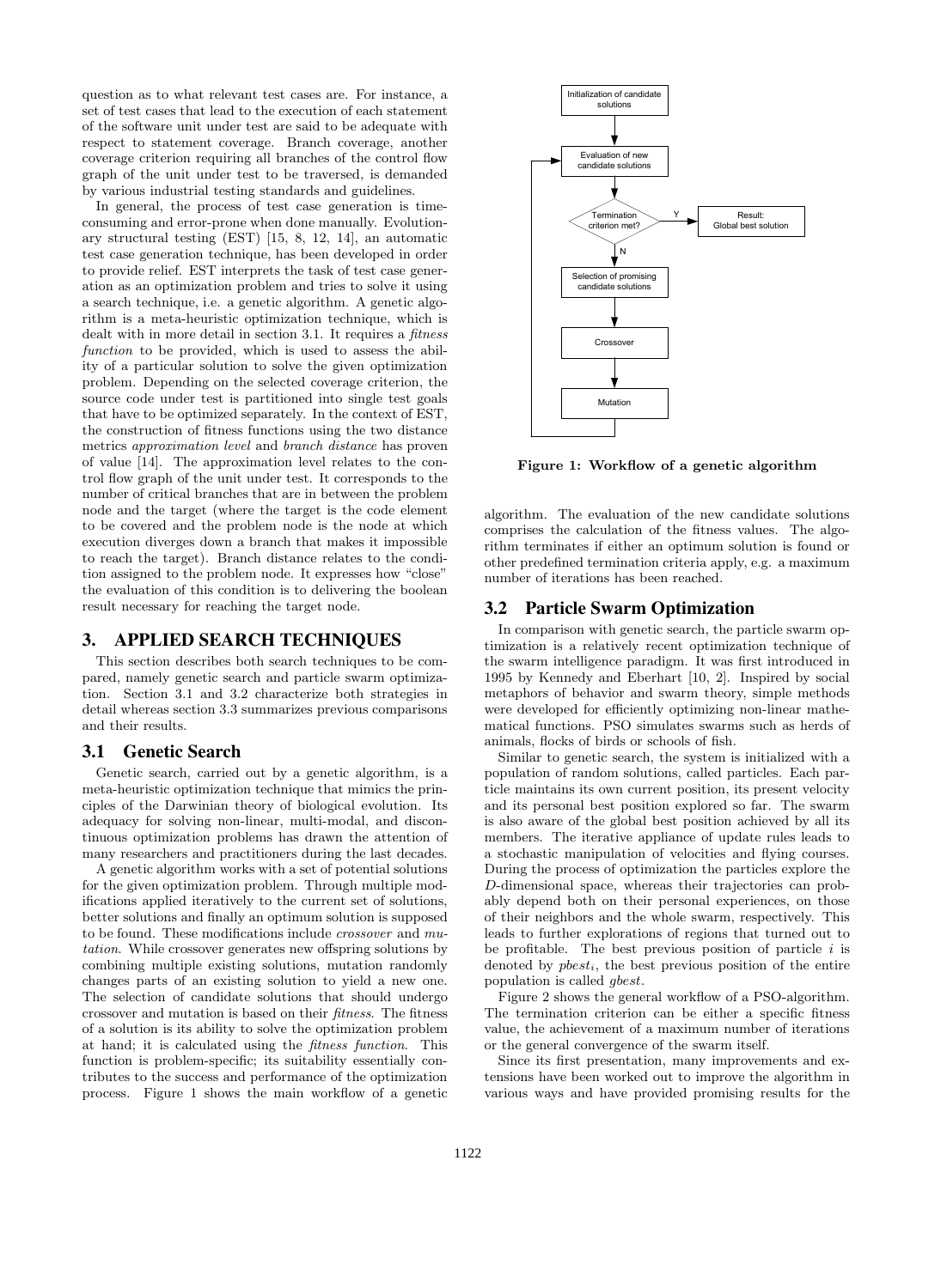question as to what relevant test cases are. For instance, a set of test cases that lead to the execution of each statement of the software unit under test are said to be adequate with respect to statement coverage. Branch coverage, another coverage criterion requiring all branches of the control flow graph of the unit under test to be traversed, is demanded by various industrial testing standards and guidelines.

In general, the process of test case generation is time-consuming and error-prone when done manually. Evolutionary structural testing (EST) [15, 8, 12, 14], an automatic test case generation technique, has been developed in order to provide relief. EST interprets the task of test case generation as an optimization problem and tries to solve it using a search technique, i.e. a genetic algorithm. A genetic algorithm is a meta-heuristic optimization technique, which is dealt with in more detail in section 3.1. It requires a *fitness function* to be provided, which is used to assess the ability of a particular solution to solve the given optimization problem. Depending on the selected coverage criterion, the source code under test is partitioned into single test goals that have to be optimized separately. In the context of EST, the construction of fitness functions using the two distance metrics *approximation level* and *branch distance* has proven of value [14]. The approximation level relates to the control flow graph of the unit under test. It corresponds to the number of critical branches that are in between the problem node and the target (where the target is the code element to be covered and the problem node is the node at which execution diverges down a branch that makes it impossible to reach the target). Branch distance relates to the condition assigned to the problem node. It expresses how "close" the evaluation of this condition is to delivering the boolean result necessary for reaching the target node.

# 3. APPLIED SEARCH TECHNIQUES

This section describes both search techniques to be compared, namely genetic search and particle swarm optimization. Section 3.1 and 3.2 characterize both strategies in detail whereas section 3.3 summarizes previous comparisons and their results.

## 3.1 Genetic Search

Genetic search, carried out by a genetic algorithm, is a meta-heuristic optimization technique that mimics the principles of the Darwinian theory of biological evolution. Its adequacy for solving non-linear, multi-modal, and discontinuous optimization problems has drawn the attention of many researchers and practitioners during the last decades.

A genetic algorithm works with a set of potential solutions for the given optimization problem. Through multiple modifications applied iteratively to the current set of solutions, better solutions and finally an optimum solution is supposed to be found. These modifications include *crossover* and *mutation*. While crossover generates new offspring solutions by combining multiple existing solutions, mutation randomly changes parts of an existing solution to yield a new one. The selection of candidate solutions that should undergo crossover and mutation is based on their *fitness*. The fitness of a solution is its ability to solve the optimization problem at hand; it is calculated using the *fitness function*. This function is problem-specific; its suitability essentially contributes to the success and performance of the optimization process. Figure 1 shows the main workflow of a genetic algorithm. The evaluation of the new candidate solutions comprises the calculation of the fitness values. The algorithm terminates if either an optimum solution is found or other predefined termination criteria apply, e.g. a maximum number of iterations has been reached.

Initialization of candidate solutions
Evaluation of new candidate solutions
Termination criterion met?
Y
Result: Global best solution
N
Selection of promising candidate solutions
Crossover
Mutation

**Figure 1: Workflow of a genetic algorithm**

## 3.2 Particle Swarm Optimization

In comparison with genetic search, the particle swarm optimization is a relatively recent optimization technique of the swarm intelligence paradigm. It was first introduced in 1995 by Kennedy and Eberhart [10, 2]. Inspired by social metaphors of behavior and swarm theory, simple methods were developed for efficiently optimizing non-linear mathematical functions. PSO simulates swarms such as herds of animals, flocks of birds or schools of fish.

Similar to genetic search, the system is initialized with a population of random solutions, called particles. Each particle maintains its own current position, its present velocity and its personal best position explored so far. The swarm is also aware of the global best position achieved by all its members. The iterative appliance of update rules leads to a stochastic manipulation of velocities and flying courses. During the process of optimization the particles explore the $D$-dimensional space, whereas their trajectories can probably depend both on their personal experiences, on those of their neighbors and the whole swarm, respectively. This leads to further explorations of regions that turned out to be profitable. The best previous position of particle $i$ is denoted by $pbest_i$, the best previous position of the entire population is called *gbest*.

Figure 2 shows the general workflow of a PSO-algorithm. The termination criterion can be either a specific fitness value, the achievement of a maximum number of iterations or the general convergence of the swarm itself.

Since its first presentation, many improvements and extensions have been worked out to improve the algorithm in various ways and have provided promising results for the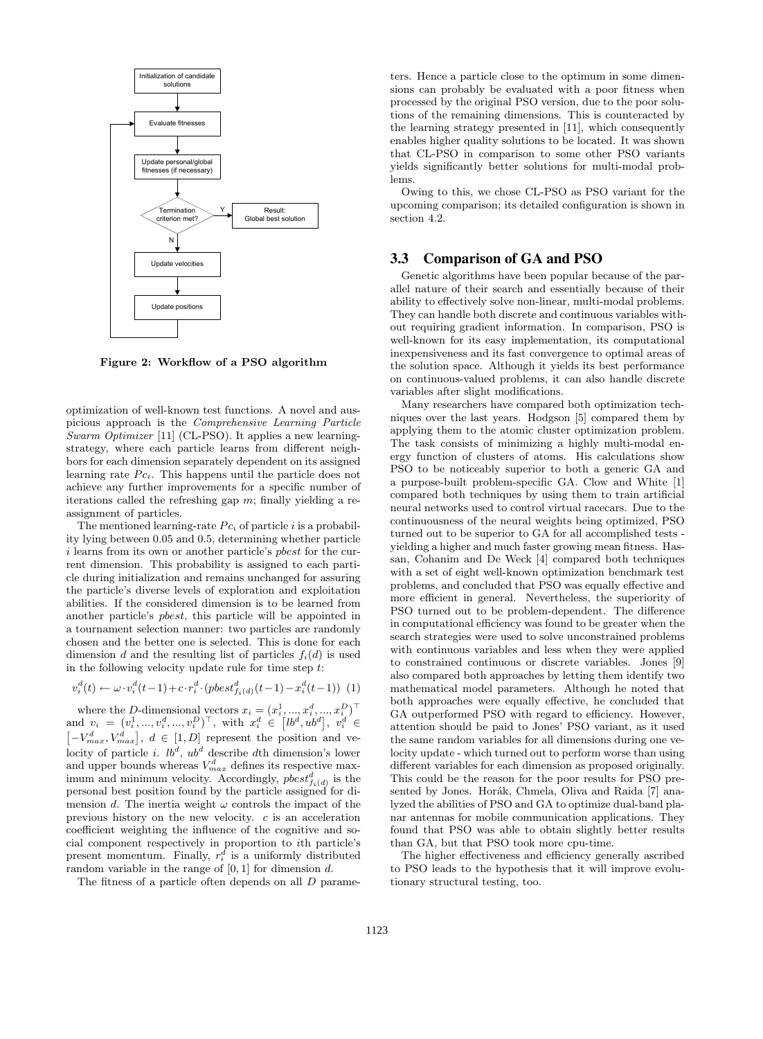Initialization of candidate solutions

Evaluate fitnesses

Update personal/global fitnesses (if necessary)

Termination criterion met?

Y

Result: Global best solution

N

Update velocities

Update positions

**Figure 2: Workflow of a PSO algorithm**

optimization of well-known test functions. A novel and auspicious approach is the *Comprehensive Learning Particle Swarm Optimizer* [11] (CL-PSO). It applies a new learning-strategy, where each particle learns from different neighbors for each dimension separately dependent on its assigned learning rate $Pc_i$. This happens until the particle does not achieve any further improvements for a specific number of iterations called the refreshing gap $m$; finally yielding a reassignment of particles.

The mentioned learning-rate $Pc_i$ of particle $i$ is a probability lying between 0.05 and 0.5, determining whether particle $i$ learns from its own or another particle's *pbest* for the current dimension. This probability is assigned to each particle during initialization and remains unchanged for assuring the particle's diverse levels of exploration and exploitation abilities. If the considered dimension is to be learned from another particle's *pbest*, this particle will be appointed in a tournament selection manner: two particles are randomly chosen and the better one is selected. This is done for each dimension $d$ and the resulting list of particles $f_i(d)$ is used in the following velocity update rule for time step $t$:

$$v_i^d(t) \leftarrow \omega \cdot v_i^d(t-1) + c \cdot r_i^d \cdot (pbest_{f_i(d)}^d(t-1) - x_i^d(t-1)) \quad (1)$$

where the $D$-dimensional vectors $x_i = (x_i^1, ..., x_i^d, ..., x_i^D)^\top$ and $v_i = (v_i^1, ..., v_i^d, ..., v_i^D)^\top$, with $x_i^d \in [lb^d, ub^d]$, $v_i^d \in [-V_{max}^d, V_{max}^d]$, $d \in [1, D]$ represent the position and velocity of particle $i$. $lb^d$, $ub^d$ describe $d$th dimension's lower and upper bounds whereas $V_{max}^d$ defines its respective maximum and minimum velocity. Accordingly, $pbest_{f_i(d)}^d$ is the personal best position found by the particle assigned for dimension $d$. The inertia weight $\omega$ controls the impact of the previous history on the new velocity. $c$ is an acceleration coefficient weighting the influence of the cognitive and social component respectively in proportion to $i$th particle's present momentum. Finally, $r_i^d$ is a uniformly distributed random variable in the range of $[0, 1]$ for dimension $d$.

The fitness of a particle often depends on all $D$ parameters. Hence a particle close to the optimum in some dimensions can probably be evaluated with a poor fitness when processed by the original PSO version, due to the poor solutions of the remaining dimensions. This is counteracted by the learning strategy presented in [11], which consequently enables higher quality solutions to be located. It was shown that CL-PSO in comparison to some other PSO variants yields significantly better solutions for multi-modal problems.

Owing to this, we chose CL-PSO as PSO variant for the upcoming comparison; its detailed configuration is shown in section 4.2.

## 3.3 Comparison of GA and PSO

Genetic algorithms have been popular because of the parallel nature of their search and essentially because of their ability to effectively solve non-linear, multi-modal problems. They can handle both discrete and continuous variables without requiring gradient information. In comparison, PSO is well-known for its easy implementation, its computational inexpensiveness and its fast convergence to optimal areas of the solution space. Although it yields its best performance on continuous-valued problems, it can also handle discrete variables after slight modifications.

Many researchers have compared both optimization techniques over the last years. Hodgson [5] compared them by applying them to the atomic cluster optimization problem. The task consists of minimizing a highly multi-modal energy function of clusters of atoms. His calculations show PSO to be noticeably superior to both a generic GA and a purpose-built problem-specific GA. Clow and White [1] compared both techniques by using them to train artificial neural networks used to control virtual racecars. Due to the continuousness of the neural weights being optimized, PSO turned out to be superior to GA for all accomplished tests - yielding a higher and much faster growing mean fitness. Hassan, Cohanim and De Weck [4] compared both techniques with a set of eight well-known optimization benchmark test problems, and concluded that PSO was equally effective and more efficient in general. Nevertheless, the superiority of PSO turned out to be problem-dependent. The difference in computational efficiency was found to be greater when the search strategies were used to solve unconstrained problems with continuous variables and less when they were applied to constrained continuous or discrete variables. Jones [9] also compared both approaches by letting them identify two mathematical model parameters. Although he noted that both approaches were equally effective, he concluded that GA outperformed PSO with regard to efficiency. However, attention should be paid to Jones' PSO variant, as it used the same random variables for all dimensions during one velocity update - which turned out to perform worse than using different variables for each dimension as proposed originally. This could be the reason for the poor results for PSO presented by Jones. Horák, Chmela, Oliva and Raida [7] analyzed the abilities of PSO and GA to optimize dual-band planar antennas for mobile communication applications. They found that PSO was able to obtain slightly better results than GA, but that PSO took more cpu-time.

The higher effectiveness and efficiency generally ascribed to PSO leads to the hypothesis that it will improve evolutionary structural testing, too.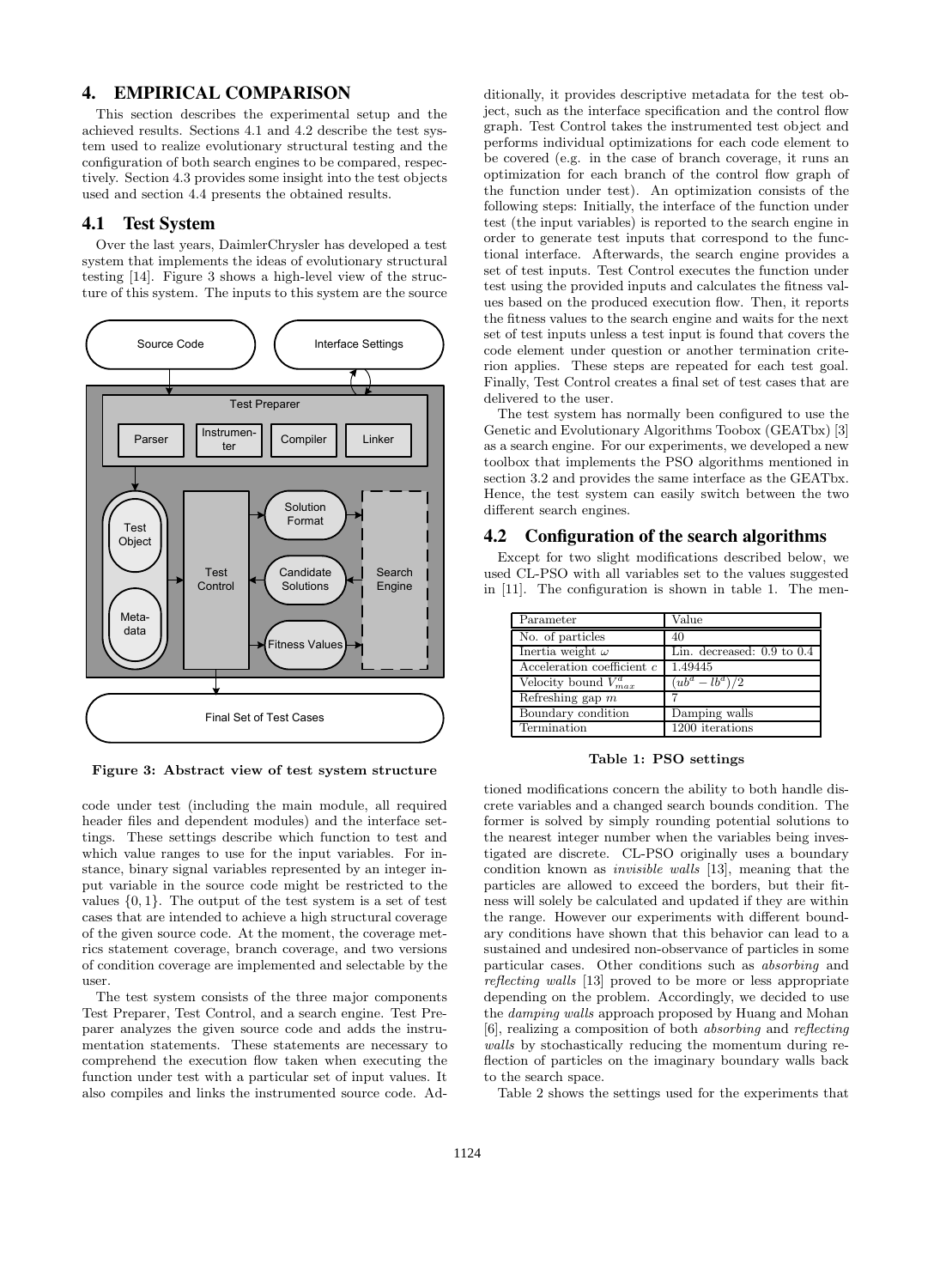## 4. EMPIRICAL COMPARISON

This section describes the experimental setup and the achieved results. Sections 4.1 and 4.2 describe the test system used to realize evolutionary structural testing and the configuration of both search engines to be compared, respectively. Section 4.3 provides some insight into the test objects used and section 4.4 presents the obtained results.

### 4.1 Test System

Over the last years, DaimlerChrysler has developed a test system that implements the ideas of evolutionary structural testing [14]. Figure 3 shows a high-level view of the structure of this system. The inputs to this system are the source code under test (including the main module, all required header files and dependent modules) and the interface settings. These settings describe which function to test and which value ranges to use for the input variables. For instance, binary signal variables represented by an integer input variable in the source code might be restricted to the values $\{0, 1\}$. The output of the test system is a set of test cases that are intended to achieve a high structural coverage of the given source code. At the moment, the coverage metrics statement coverage, branch coverage, and two versions of condition coverage are implemented and selectable by the user.

Source Code
Interface Settings
Test Preparer
Parser
Instrumenter
Compiler
Linker
Test Object
Meta-data
Test Control
Solution Format
Candidate Solutions
Fitness Values
Search Engine
Final Set of Test Cases

**Figure 3: Abstract view of test system structure**

The test system consists of the three major components Test Preparer, Test Control, and a search engine. Test Preparer analyzes the given source code and adds the instrumentation statements. These statements are necessary to comprehend the execution flow taken when executing the function under test with a particular set of input values. It also compiles and links the instrumented source code. Additionally, it provides descriptive metadata for the test object, such as the interface specification and the control flow graph. Test Control takes the instrumented test object and performs individual optimizations for each code element to be covered (e.g. in the case of branch coverage, it runs an optimization for each branch of the control flow graph of the function under test). An optimization consists of the following steps: Initially, the interface of the function under test (the input variables) is reported to the search engine in order to generate test inputs that correspond to the functional interface. Afterwards, the search engine provides a set of test inputs. Test Control executes the function under test using the provided inputs and calculates the fitness values based on the produced execution flow. Then, it reports the fitness values to the search engine and waits for the next set of test inputs unless a test input is found that covers the code element under question or another termination criterion applies. These steps are repeated for each test goal. Finally, Test Control creates a final set of test cases that are delivered to the user.

The test system has normally been configured to use the Genetic and Evolutionary Algorithms Toobox (GEATbx) [3] as a search engine. For our experiments, we developed a new toolbox that implements the PSO algorithms mentioned in section 3.2 and provides the same interface as the GEATbx. Hence, the test system can easily switch between the two different search engines.

### 4.2 Configuration of the search algorithms

Except for two slight modifications described below, we used CL-PSO with all variables set to the values suggested in [11]. The configuration is shown in table 1. The mentioned modifications concern the ability to both handle discrete variables and a changed search bounds condition. The former is solved by simply rounding potential solutions to the nearest integer number when the variables being investigated are discrete. CL-PSO originally uses a boundary condition known as *invisible walls* [13], meaning that the particles are allowed to exceed the borders, but their fitness will solely be calculated and updated if they are within the range. However our experiments with different boundary conditions have shown that this behavior can lead to a sustained and undesired non-observance of particles in some particular cases. Other conditions such as *absorbing* and *reflecting walls* [13] proved to be more or less appropriate depending on the problem. Accordingly, we decided to use the *damping walls* approach proposed by Huang and Mohan [6], realizing a composition of both *absorbing* and *reflecting walls* by stochastically reducing the momentum during reflection of particles on the imaginary boundary walls back to the search space.

| Parameter | Value |
|---|---|
| No. of particles | 40 |
| Inertia weight $\omega$ | Lin. decreased: 0.9 to 0.4 |
| Acceleration coefficient $c$ | 1.49445 |
| Velocity bound $V^d_{max}$ | $(ub^d - lb^d)/2$ |
| Refreshing gap $m$ | 7 |
| Boundary condition | Damping walls |
| Termination | 1200 iterations |

**Table 1: PSO settings**

Table 2 shows the settings used for the experiments that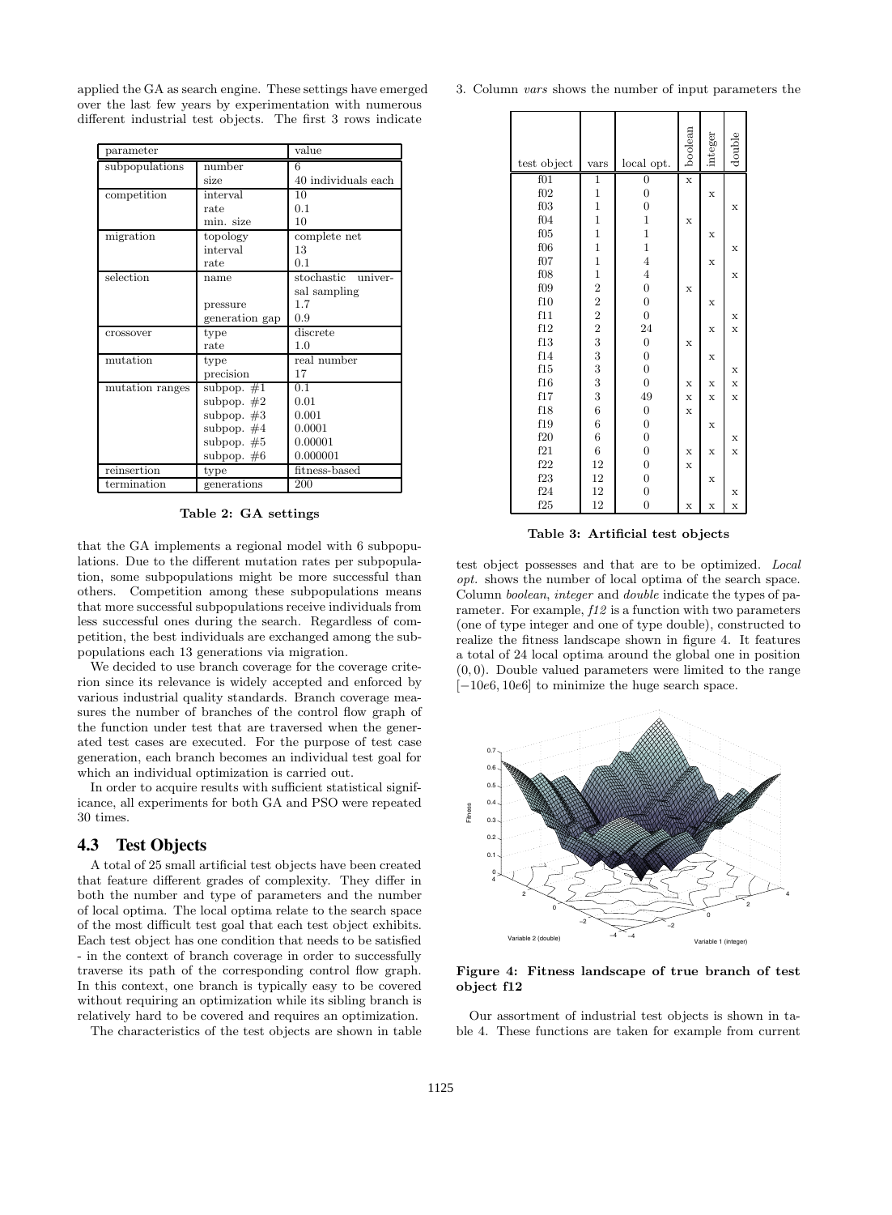applied the GA as search engine. These settings have emerged over the last few years by experimentation with numerous different industrial test objects. The first 3 rows indicate

| parameter | | value |
|---|---|---|
| subpopulations | number | 6 |
| | size | 40 individuals each |
| competition | interval | 10 |
| | rate | 0.1 |
| | min. size | 10 |
| migration | topology | complete net |
| | interval | 13 |
| | rate | 0.1 |
| selection | name | stochastic universal sampling |
| | pressure | 1.7 |
| | generation gap | 0.9 |
| crossover | type | discrete |
| | rate | 1.0 |
| mutation | type | real number |
| | precision | 17 |
| mutation ranges | subpop. #1 | 0.1 |
| | subpop. #2 | 0.01 |
| | subpop. #3 | 0.001 |
| | subpop. #4 | 0.0001 |
| | subpop. #5 | 0.00001 |
| | subpop. #6 | 0.000001 |
| reinsertion | type | fitness-based |
| termination | generations | 200 |

**Table 2: GA settings**

that the GA implements a regional model with 6 subpopulations. Due to the different mutation rates per subpopulation, some subpopulations might be more successful than others. Competition among these subpopulations means that more successful subpopulations receive individuals from less successful ones during the search. Regardless of competition, the best individuals are exchanged among the subpopulations each 13 generations via migration.

We decided to use branch coverage for the coverage criterion since its relevance is widely accepted and enforced by various industrial quality standards. Branch coverage measures the number of branches of the control flow graph of the function under test that are traversed when the generated test cases are executed. For the purpose of test case generation, each branch becomes an individual test goal for which an individual optimization is carried out.

In order to acquire results with sufficient statistical significance, all experiments for both GA and PSO were repeated 30 times.

### 4.3 Test Objects

A total of 25 small artificial test objects have been created that feature different grades of complexity. They differ in both the number and type of parameters and the number of local optima. The local optima relate to the search space of the most difficult test goal that each test object exhibits. Each test object has one condition that needs to be satisfied - in the context of branch coverage in order to successfully traverse its path of the corresponding control flow graph. In this context, one branch is typically easy to be covered without requiring an optimization while its sibling branch is relatively hard to be covered and requires an optimization.

The characteristics of the test objects are shown in table 3. Column *vars* shows the number of input parameters the

| test object | vars | local opt. | boolean | integer | double |
|---|---|---|---|---|---|
| f01 | 1 | 0 | x | | |
| f02 | 1 | 0 | | x | |
| f03 | 1 | 0 | | | x |
| f04 | 1 | 1 | x | | |
| f05 | 1 | 1 | | x | |
| f06 | 1 | 1 | | | x |
| f07 | 1 | 4 | | x | |
| f08 | 1 | 4 | | | x |
| f09 | 2 | 0 | x | | |
| f10 | 2 | 0 | | x | |
| f11 | 2 | 0 | | | x |
| f12 | 2 | 24 | | x | x |
| f13 | 3 | 0 | x | | |
| f14 | 3 | 0 | | x | |
| f15 | 3 | 0 | | | x |
| f16 | 3 | 0 | x | x | x |
| f17 | 3 | 49 | x | x | x |
| f18 | 6 | 0 | x | | |
| f19 | 6 | 0 | | x | |
| f20 | 6 | 0 | | | x |
| f21 | 6 | 0 | x | x | x |
| f22 | 12 | 0 | x | | |
| f23 | 12 | 0 | | x | |
| f24 | 12 | 0 | | | x |
| f25 | 12 | 0 | x | x | x |

**Table 3: Artificial test objects**

test object possesses and that are to be optimized. *Local opt.* shows the number of local optima of the search space. Column *boolean*, *integer* and *double* indicate the types of parameter. For example, *f12* is a function with two parameters (one of type integer and one of type double), constructed to realize the fitness landscape shown in figure 4. It features a total of 24 local optima around the global one in position $(0, 0)$. Double valued parameters were limited to the range $[-10e6, 10e6]$ to minimize the huge search space.

**Figure 4: Fitness landscape of true branch of test object f12**

Our assortment of industrial test objects is shown in table 4. These functions are taken for example from current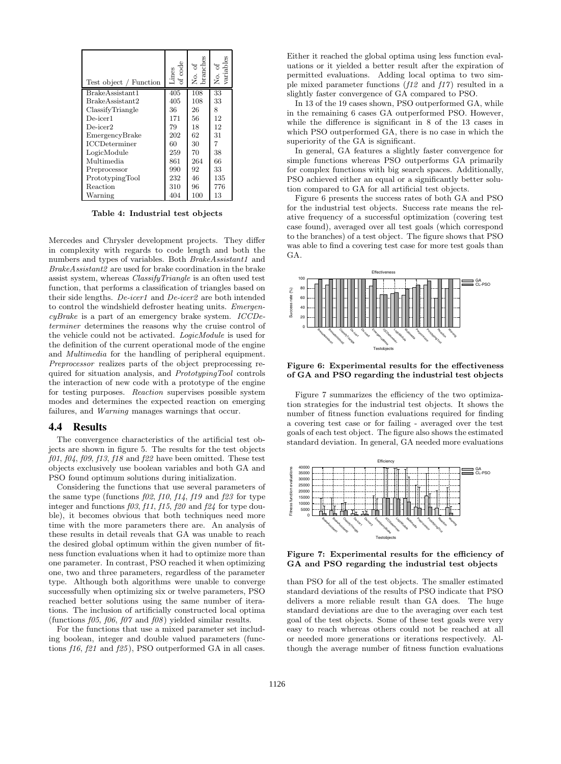| Test object / Function | Lines of code | No. of branches | No. of variables |
|---|---|---|---|
| BrakeAssistant1 | 405 | 108 | 33 |
| BrakeAssistant2 | 405 | 108 | 33 |
| ClassifyTriangle | 36 | 26 | 8 |
| De-icer1 | 171 | 56 | 12 |
| De-icer2 | 79 | 18 | 12 |
| EmergencyBrake | 202 | 62 | 31 |
| ICCDeterminer | 60 | 30 | 7 |
| LogicModule | 259 | 70 | 38 |
| Multimedia | 861 | 264 | 66 |
| Preprocessor | 990 | 92 | 33 |
| PrototypingTool | 232 | 46 | 135 |
| Reaction | 310 | 96 | 776 |
| Warning | 404 | 100 | 13 |

**Table 4: Industrial test objects**

Mercedes and Chrysler development projects. They differ in complexity with regards to code length and both the numbers and types of variables. Both *BrakeAssistant1* and *BrakeAssistant2* are used for brake coordination in the brake assist system, whereas *ClassifyTriangle* is an often used test function, that performs a classification of triangles based on their side lengths. *De-icer1* and *De-icer2* are both intended to control the windshield defroster heating units. *EmergencyBrake* is a part of an emergency brake system. *ICCDeterminer* determines the reasons why the cruise control of the vehicle could not be activated. *LogicModule* is used for the definition of the current operational mode of the engine and *Multimedia* for the handling of peripheral equipment. *Preprocessor* realizes parts of the object preprocessing required for situation analysis, and *PrototypingTool* controls the interaction of new code with a prototype of the engine for testing purposes. *Reaction* supervises possible system modes and determines the expected reaction on emerging failures, and *Warning* manages warnings that occur.

## 4.4 Results

The convergence characteristics of the artificial test objects are shown in figure 5. The results for the test objects *f01*, *f04*, *f09*, *f13*, *f18* and *f22* have been omitted. These test objects exclusively use boolean variables and both GA and PSO found optimum solutions during initialization.

Considering the functions that use several parameters of the same type (functions *f02*, *f10*, *f14*, *f19* and *f23* for type integer and functions *f03*, *f11*, *f15*, *f20* and *f24* for type double), it becomes obvious that both techniques need more time with the more parameters there are. An analysis of these results in detail reveals that GA was unable to reach the desired global optimum within the given number of fitness function evaluations when it had to optimize more than one parameter. In contrast, PSO reached it when optimizing one, two and three parameters, regardless of the parameter type. Although both algorithms were unable to converge successfully when optimizing six or twelve parameters, PSO reached better solutions using the same number of iterations. The inclusion of artificially constructed local optima (functions *f05*, *f06*, *f07* and *f08*) yielded similar results.

For the functions that use a mixed parameter set including boolean, integer and double valued parameters (functions *f16*, *f21* and *f25*), PSO outperformed GA in all cases. Either it reached the global optima using less function evaluations or it yielded a better result after the expiration of permitted evaluations. Adding local optima to two simple mixed parameter functions (*f12* and *f17*) resulted in a slightly faster convergence of GA compared to PSO.

In 13 of the 19 cases shown, PSO outperformed GA, while in the remaining 6 cases GA outperformed PSO. However, while the difference is significant in 8 of the 13 cases in which PSO outperformed GA, there is no case in which the superiority of the GA is significant.

In general, GA features a slightly faster convergence for simple functions whereas PSO outperforms GA primarily for complex functions with big search spaces. Additionally, PSO achieved either an equal or a significantly better solution compared to GA for all artificial test objects.

Figure 6 presents the success rates of both GA and PSO for the industrial test objects. Success rate means the relative frequency of a successful optimization (covering test case found), averaged over all test goals (which correspond to the branches) of a test object. The figure shows that PSO was able to find a covering test case for more test goals than GA.

**Figure 6: Experimental results for the effectiveness of GA and PSO regarding the industrial test objects**

Figure 7 summarizes the efficiency of the two optimization strategies for the industrial test objects. It shows the number of fitness function evaluations required for finding a covering test case or for failing - averaged over the test goals of each test object. The figure also shows the estimated standard deviation. In general, GA needed more evaluations than PSO for all of the test objects. The smaller estimated standard deviations of the results of PSO indicate that PSO delivers a more reliable result than GA does. The huge standard deviations are due to the averaging over each test goal of the test objects. Some of these test goals were very easy to reach whereas others could not be reached at all or needed more generations or iterations respectively. Although the average number of fitness function evaluations

**Figure 7: Experimental results for the efficiency of GA and PSO regarding the industrial test objects**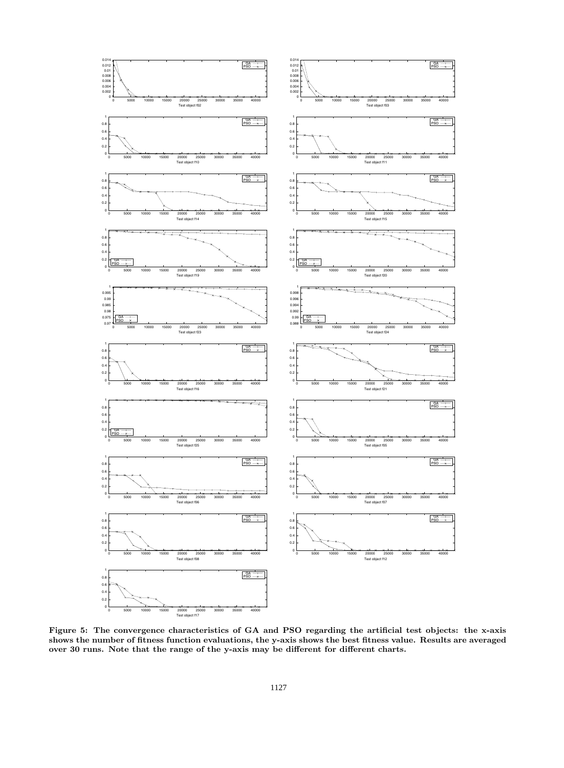**Figure 5: The convergence characteristics of GA and PSO regarding the artificial test objects: the x-axis shows the number of fitness function evaluations, the y-axis shows the best fitness value. Results are averaged over 30 runs. Note that the range of the y-axis may be different for different charts.**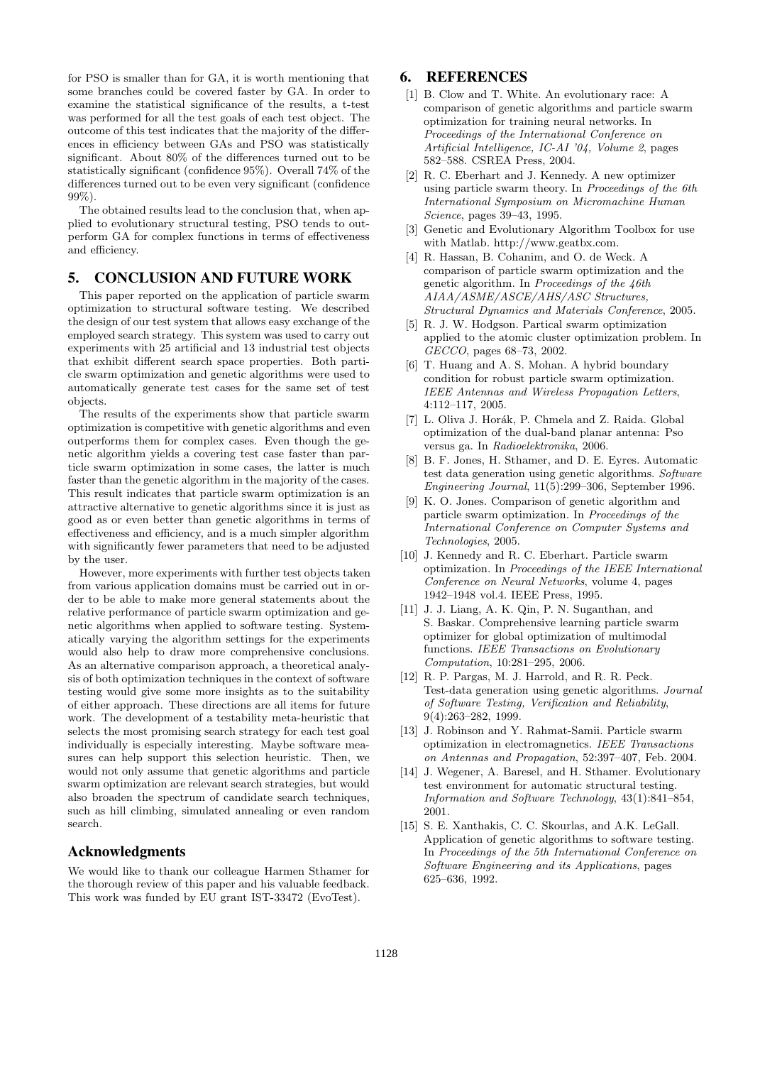for PSO is smaller than for GA, it is worth mentioning that some branches could be covered faster by GA. In order to examine the statistical significance of the results, a t-test was performed for all the test goals of each test object. The outcome of this test indicates that the majority of the differences in efficiency between GAs and PSO was statistically significant. About 80% of the differences turned out to be statistically significant (confidence 95%). Overall 74% of the differences turned out to be even very significant (confidence 99%).

The obtained results lead to the conclusion that, when applied to evolutionary structural testing, PSO tends to outperform GA for complex functions in terms of effectiveness and efficiency.

## 5. CONCLUSION AND FUTURE WORK

This paper reported on the application of particle swarm optimization to structural software testing. We described the design of our test system that allows easy exchange of the employed search strategy. This system was used to carry out experiments with 25 artificial and 13 industrial test objects that exhibit different search space properties. Both particle swarm optimization and genetic algorithms were used to automatically generate test cases for the same set of test objects.

The results of the experiments show that particle swarm optimization is competitive with genetic algorithms and even outperforms them for complex cases. Even though the genetic algorithm yields a covering test case faster than particle swarm optimization in some cases, the latter is much faster than the genetic algorithm in the majority of the cases. This result indicates that particle swarm optimization is an attractive alternative to genetic algorithms since it is just as good as or even better than genetic algorithms in terms of effectiveness and efficiency, and is a much simpler algorithm with significantly fewer parameters that need to be adjusted by the user.

However, more experiments with further test objects taken from various application domains must be carried out in order to be able to make more general statements about the relative performance of particle swarm optimization and genetic algorithms when applied to software testing. Systematically varying the algorithm settings for the experiments would also help to draw more comprehensive conclusions. As an alternative comparison approach, a theoretical analysis of both optimization techniques in the context of software testing would give some more insights as to the suitability of either approach. These directions are all items for future work. The development of a testability meta-heuristic that selects the most promising search strategy for each test goal individually is especially interesting. Maybe software measures can help support this selection heuristic. Then, we would not only assume that genetic algorithms and particle swarm optimization are relevant search strategies, but would also broaden the spectrum of candidate search techniques, such as hill climbing, simulated annealing or even random search.

## Acknowledgments

We would like to thank our colleague Harmen Sthamer for the thorough review of this paper and his valuable feedback. This work was funded by EU grant IST-33472 (EvoTest).

## 6. REFERENCES

[1] B. Clow and T. White. An evolutionary race: A comparison of genetic algorithms and particle swarm optimization for training neural networks. In *Proceedings of the International Conference on Artificial Intelligence, IC-AI '04, Volume 2*, pages 582–588. CSREA Press, 2004.

[2] R. C. Eberhart and J. Kennedy. A new optimizer using particle swarm theory. In *Proceedings of the 6th International Symposium on Micromachine Human Science*, pages 39–43, 1995.

[3] Genetic and Evolutionary Algorithm Toolbox for use with Matlab. http://www.geatbx.com.

[4] R. Hassan, B. Cohanim, and O. de Weck. A comparison of particle swarm optimization and the genetic algorithm. In *Proceedings of the 46th AIAA/ASME/ASCE/AHS/ASC Structures, Structural Dynamics and Materials Conference*, 2005.

[5] R. J. W. Hodgson. Partical swarm optimization applied to the atomic cluster optimization problem. In *GECCO*, pages 68–73, 2002.

[6] T. Huang and A. S. Mohan. A hybrid boundary condition for robust particle swarm optimization. *IEEE Antennas and Wireless Propagation Letters*, 4:112–117, 2005.

[7] L. Oliva J. Horák, P. Chmela and Z. Raida. Global optimization of the dual-band planar antenna: Pso versus ga. In *Radioelektronika*, 2006.

[8] B. F. Jones, H. Sthamer, and D. E. Eyres. Automatic test data generation using genetic algorithms. *Software Engineering Journal*, 11(5):299–306, September 1996.

[9] K. O. Jones. Comparison of genetic algorithm and particle swarm optimization. In *Proceedings of the International Conference on Computer Systems and Technologies*, 2005.

[10] J. Kennedy and R. C. Eberhart. Particle swarm optimization. In *Proceedings of the IEEE International Conference on Neural Networks*, volume 4, pages 1942–1948 vol.4. IEEE Press, 1995.

[11] J. J. Liang, A. K. Qin, P. N. Suganthan, and S. Baskar. Comprehensive learning particle swarm optimizer for global optimization of multimodal functions. *IEEE Transactions on Evolutionary Computation*, 10:281–295, 2006.

[12] R. P. Pargas, M. J. Harrold, and R. R. Peck. Test-data generation using genetic algorithms. *Journal of Software Testing, Verification and Reliability*, 9(4):263–282, 1999.

[13] J. Robinson and Y. Rahmat-Samii. Particle swarm optimization in electromagnetics. *IEEE Transactions on Antennas and Propagation*, 52:397–407, Feb. 2004.

[14] J. Wegener, A. Baresel, and H. Sthamer. Evolutionary test environment for automatic structural testing. *Information and Software Technology*, 43(1):841–854, 2001.

[15] S. E. Xanthakis, C. C. Skourlas, and A.K. LeGall. Application of genetic algorithms to software testing. In *Proceedings of the 5th International Conference on Software Engineering and its Applications*, pages 625–636, 1992.